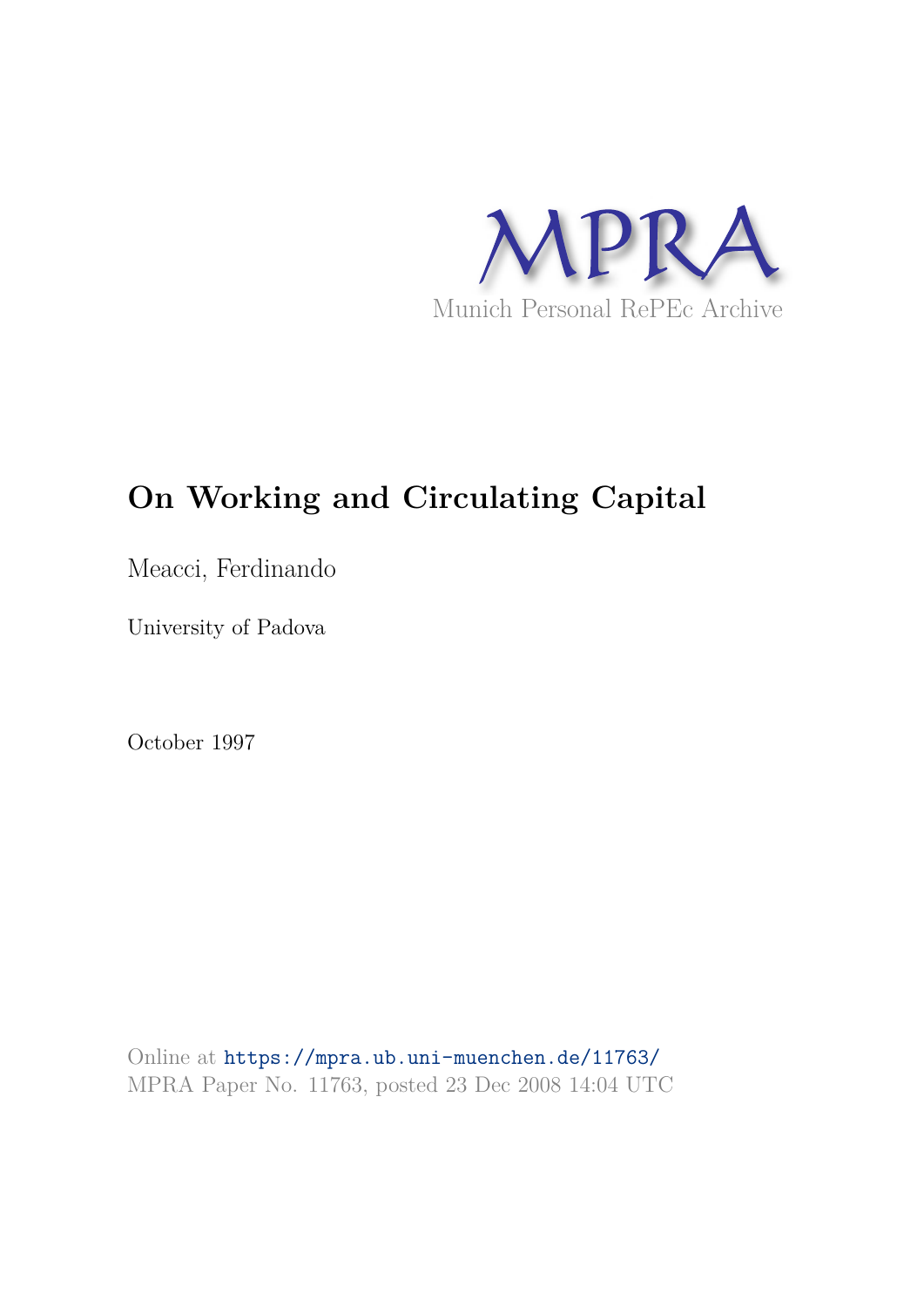MPRA

Munich Personal RePEc Archive

# On Working and Circulating Capital

Meacci, Ferdinando

University of Padova

October 1997

Online at https://mpra.ub.uni-muenchen.de/11763/
MPRA Paper No. 11763, posted 23 Dec 2008 14:04 UTC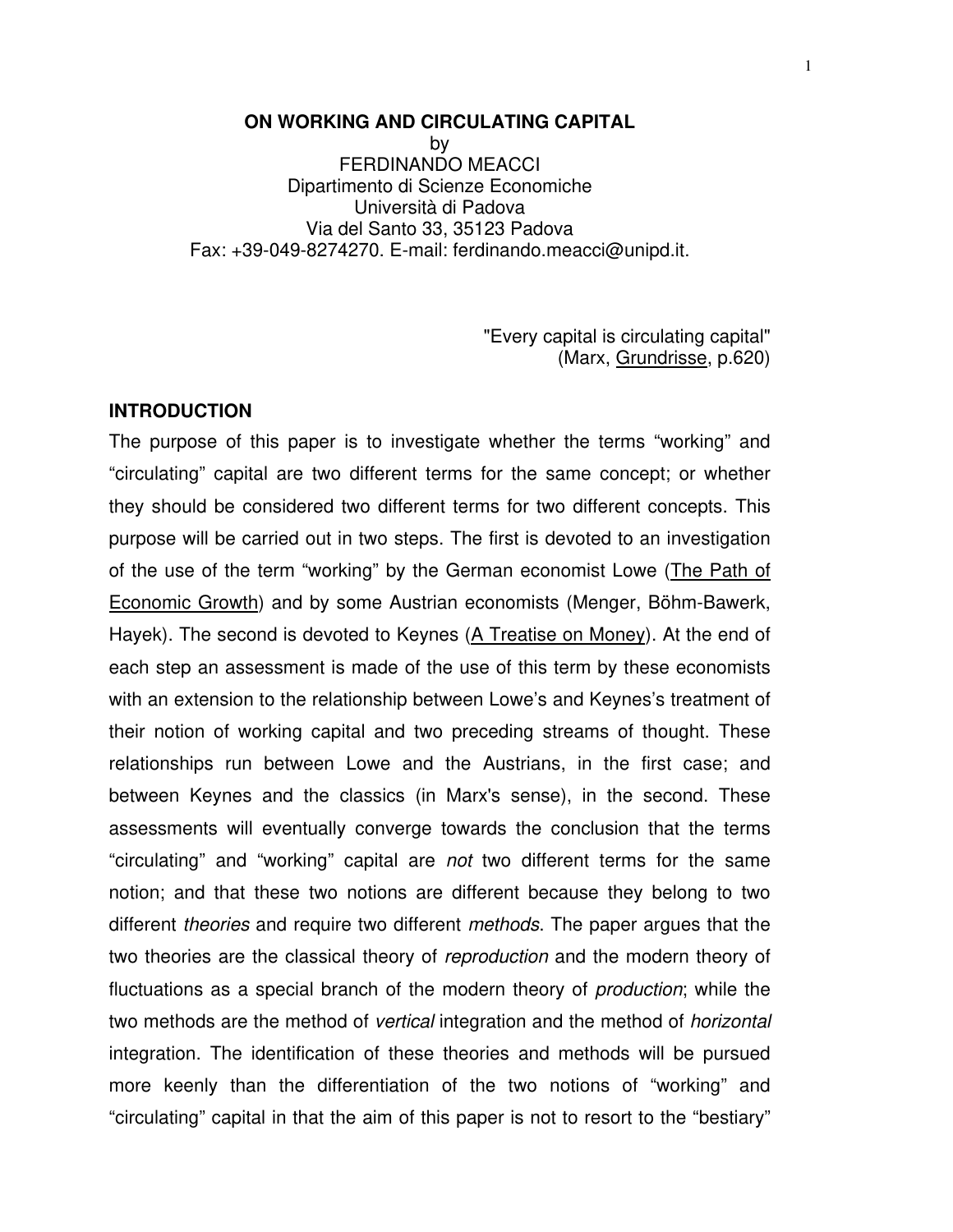**ON WORKING AND CIRCULATING CAPITAL**
by
FERDINANDO MEACCI
Dipartimento di Scienze Economiche
Università di Padova
Via del Santo 33, 35123 Padova
Fax: +39-049-8274270. E-mail: ferdinando.meacci@unipd.it.

> "Every capital is circulating capital"
> (Marx, Grundrisse, p.620)

## INTRODUCTION

The purpose of this paper is to investigate whether the terms "working" and "circulating" capital are two different terms for the same concept; or whether they should be considered two different terms for two different concepts. This purpose will be carried out in two steps. The first is devoted to an investigation of the use of the term "working" by the German economist Lowe (The Path of Economic Growth) and by some Austrian economists (Menger, Böhm-Bawerk, Hayek). The second is devoted to Keynes (A Treatise on Money). At the end of each step an assessment is made of the use of this term by these economists with an extension to the relationship between Lowe's and Keynes's treatment of their notion of working capital and two preceding streams of thought. These relationships run between Lowe and the Austrians, in the first case; and between Keynes and the classics (in Marx's sense), in the second. These assessments will eventually converge towards the conclusion that the terms "circulating" and "working" capital are *not* two different terms for the same notion; and that these two notions are different because they belong to two different *theories* and require two different *methods*. The paper argues that the two theories are the classical theory of *reproduction* and the modern theory of fluctuations as a special branch of the modern theory of *production*; while the two methods are the method of *vertical* integration and the method of *horizontal* integration. The identification of these theories and methods will be pursued more keenly than the differentiation of the two notions of "working" and "circulating" capital in that the aim of this paper is not to resort to the "bestiary"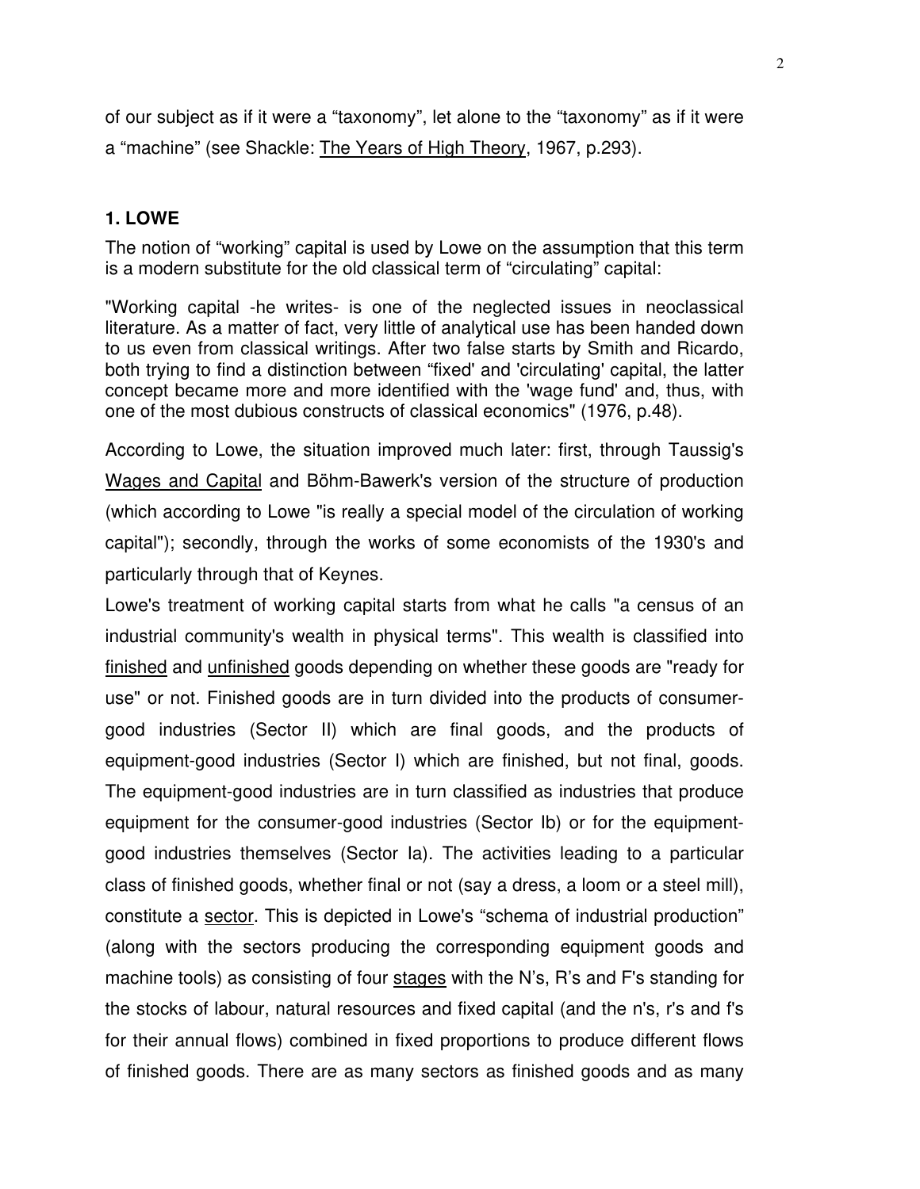of our subject as if it were a "taxonomy", let alone to the "taxonomy" as if it were a "machine" (see Shackle: The Years of High Theory, 1967, p.293).

### 1. LOWE

The notion of "working" capital is used by Lowe on the assumption that this term is a modern substitute for the old classical term of "circulating" capital:

"Working capital -he writes- is one of the neglected issues in neoclassical literature. As a matter of fact, very little of analytical use has been handed down to us even from classical writings. After two false starts by Smith and Ricardo, both trying to find a distinction between "fixed' and 'circulating' capital, the latter concept became more and more identified with the 'wage fund' and, thus, with one of the most dubious constructs of classical economics" (1976, p.48).

According to Lowe, the situation improved much later: first, through Taussig's Wages and Capital and Böhm-Bawerk's version of the structure of production (which according to Lowe "is really a special model of the circulation of working capital"); secondly, through the works of some economists of the 1930's and particularly through that of Keynes.

Lowe's treatment of working capital starts from what he calls "a census of an industrial community's wealth in physical terms". This wealth is classified into finished and unfinished goods depending on whether these goods are "ready for use" or not. Finished goods are in turn divided into the products of consumer-good industries (Sector II) which are final goods, and the products of equipment-good industries (Sector I) which are finished, but not final, goods. The equipment-good industries are in turn classified as industries that produce equipment for the consumer-good industries (Sector Ib) or for the equipment-good industries themselves (Sector Ia). The activities leading to a particular class of finished goods, whether final or not (say a dress, a loom or a steel mill), constitute a sector. This is depicted in Lowe's "schema of industrial production" (along with the sectors producing the corresponding equipment goods and machine tools) as consisting of four stages with the N's, R's and F's standing for the stocks of labour, natural resources and fixed capital (and the n's, r's and f's for their annual flows) combined in fixed proportions to produce different flows of finished goods. There are as many sectors as finished goods and as many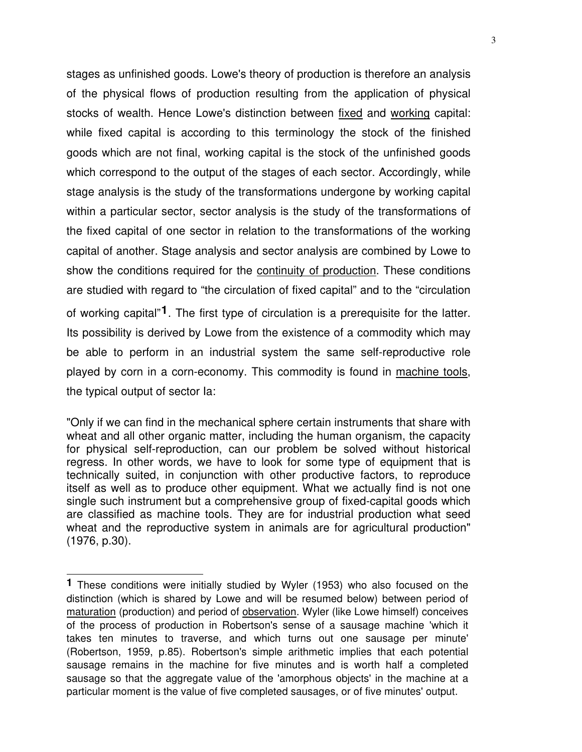stages as unfinished goods. Lowe's theory of production is therefore an analysis of the physical flows of production resulting from the application of physical stocks of wealth. Hence Lowe's distinction between <u>fixed</u> and <u>working</u> capital: while fixed capital is according to this terminology the stock of the finished goods which are not final, working capital is the stock of the unfinished goods which correspond to the output of the stages of each sector. Accordingly, while stage analysis is the study of the transformations undergone by working capital within a particular sector, sector analysis is the study of the transformations of the fixed capital of one sector in relation to the transformations of the working capital of another. Stage analysis and sector analysis are combined by Lowe to show the conditions required for the <u>continuity of production</u>. These conditions are studied with regard to "the circulation of fixed capital" and to the "circulation of working capital"[1]. The first type of circulation is a prerequisite for the latter. Its possibility is derived by Lowe from the existence of a commodity which may be able to perform in an industrial system the same self-reproductive role played by corn in a corn-economy. This commodity is found in <u>machine tools</u>, the typical output of sector Ia:

"Only if we can find in the mechanical sphere certain instruments that share with wheat and all other organic matter, including the human organism, the capacity for physical self-reproduction, can our problem be solved without historical regress. In other words, we have to look for some type of equipment that is technically suited, in conjunction with other productive factors, to reproduce itself as well as to produce other equipment. What we actually find is not one single such instrument but a comprehensive group of fixed-capital goods which are classified as machine tools. They are for industrial production what seed wheat and the reproductive system in animals are for agricultural production" (1976, p.30).

---

[1] These conditions were initially studied by Wyler (1953) who also focused on the distinction (which is shared by Lowe and will be resumed below) between period of <u>maturation</u> (production) and period of <u>observation</u>. Wyler (like Lowe himself) conceives of the process of production in Robertson's sense of a sausage machine 'which it takes ten minutes to traverse, and which turns out one sausage per minute' (Robertson, 1959, p.85). Robertson's simple arithmetic implies that each potential sausage remains in the machine for five minutes and is worth half a completed sausage so that the aggregate value of the 'amorphous objects' in the machine at a particular moment is the value of five completed sausages, or of five minutes' output.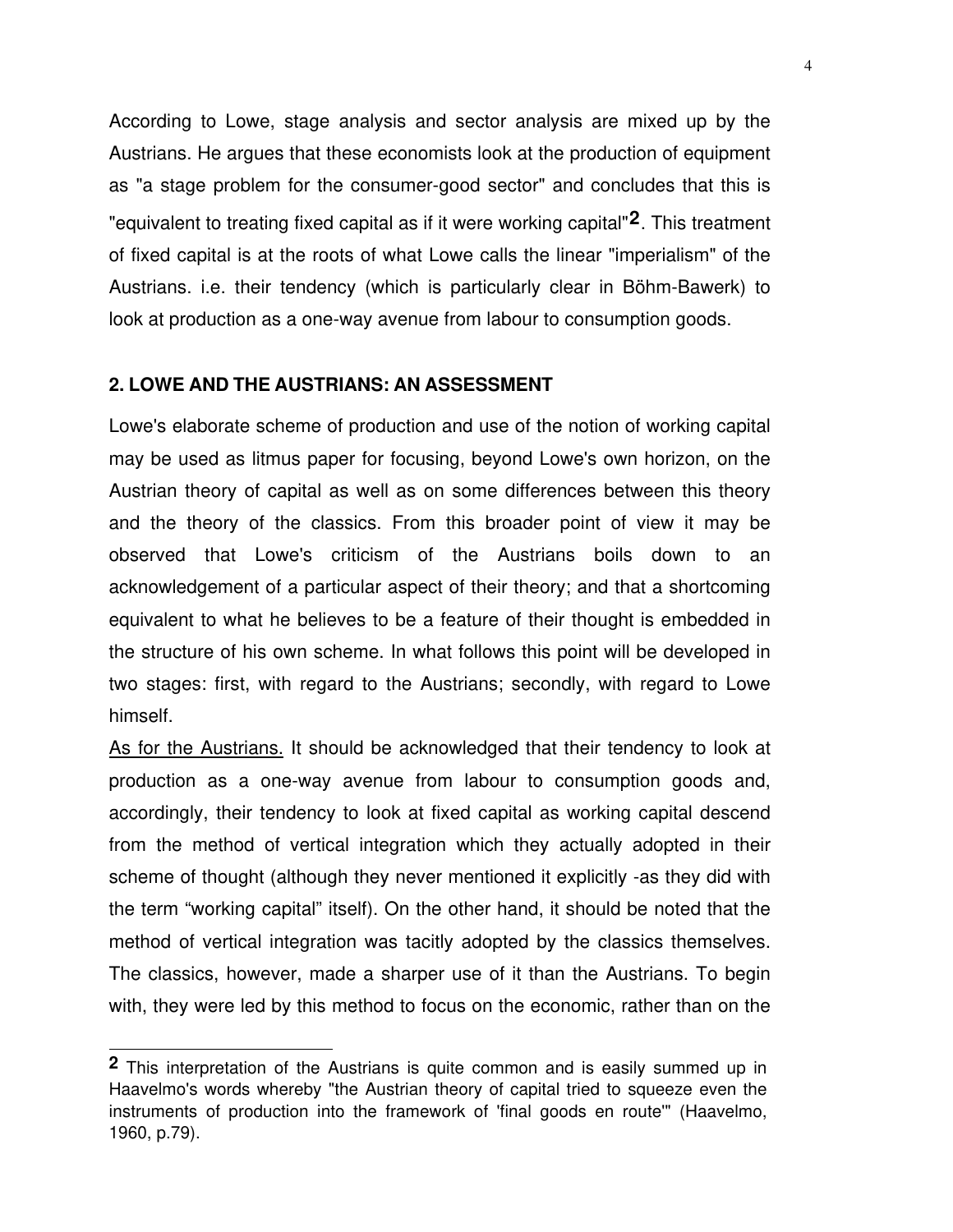According to Lowe, stage analysis and sector analysis are mixed up by the Austrians. He argues that these economists look at the production of equipment as "a stage problem for the consumer-good sector" and concludes that this is "equivalent to treating fixed capital as if it were working capital"[2]. This treatment of fixed capital is at the roots of what Lowe calls the linear "imperialism" of the Austrians. i.e. their tendency (which is particularly clear in Böhm-Bawerk) to look at production as a one-way avenue from labour to consumption goods.

## 2. LOWE AND THE AUSTRIANS: AN ASSESSMENT

Lowe's elaborate scheme of production and use of the notion of working capital may be used as litmus paper for focusing, beyond Lowe's own horizon, on the Austrian theory of capital as well as on some differences between this theory and the theory of the classics. From this broader point of view it may be observed that Lowe's criticism of the Austrians boils down to an acknowledgement of a particular aspect of their theory; and that a shortcoming equivalent to what he believes to be a feature of their thought is embedded in the structure of his own scheme. In what follows this point will be developed in two stages: first, with regard to the Austrians; secondly, with regard to Lowe himself.

<u>As for the Austrians.</u> It should be acknowledged that their tendency to look at production as a one-way avenue from labour to consumption goods and, accordingly, their tendency to look at fixed capital as working capital descend from the method of vertical integration which they actually adopted in their scheme of thought (although they never mentioned it explicitly -as they did with the term “working capital” itself). On the other hand, it should be noted that the method of vertical integration was tacitly adopted by the classics themselves. The classics, however, made a sharper use of it than the Austrians. To begin with, they were led by this method to focus on the economic, rather than on the

---

[2] This interpretation of the Austrians is quite common and is easily summed up in Haavelmo's words whereby "the Austrian theory of capital tried to squeeze even the instruments of production into the framework of 'final goods en route'" (Haavelmo, 1960, p.79).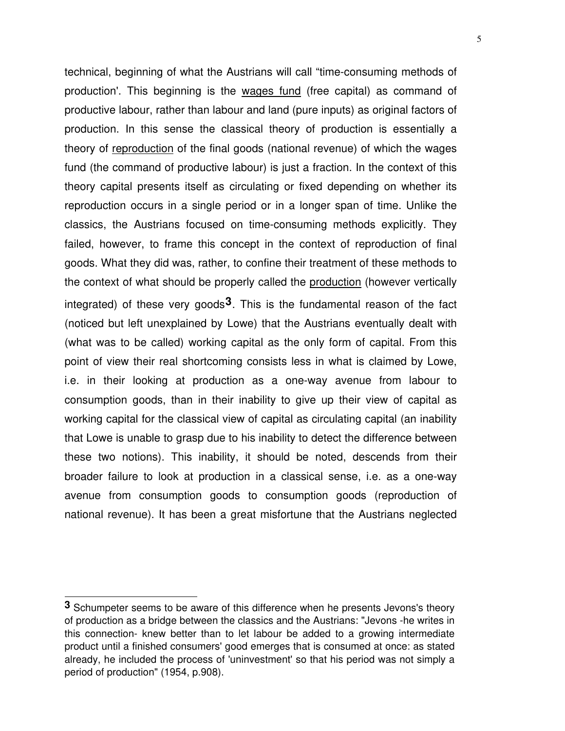technical, beginning of what the Austrians will call “time-consuming methods of production'. This beginning is the <u>wages fund</u> (free capital) as command of productive labour, rather than labour and land (pure inputs) as original factors of production. In this sense the classical theory of production is essentially a theory of <u>reproduction</u> of the final goods (national revenue) of which the wages fund (the command of productive labour) is just a fraction. In the context of this theory capital presents itself as circulating or fixed depending on whether its reproduction occurs in a single period or in a longer span of time. Unlike the classics, the Austrians focused on time-consuming methods explicitly. They failed, however, to frame this concept in the context of reproduction of final goods. What they did was, rather, to confine their treatment of these methods to the context of what should be properly called the <u>production</u> (however vertically integrated) of these very goods[3]. This is the fundamental reason of the fact (noticed but left unexplained by Lowe) that the Austrians eventually dealt with (what was to be called) working capital as the only form of capital. From this point of view their real shortcoming consists less in what is claimed by Lowe, i.e. in their looking at production as a one-way avenue from labour to consumption goods, than in their inability to give up their view of capital as working capital for the classical view of capital as circulating capital (an inability that Lowe is unable to grasp due to his inability to detect the difference between these two notions). This inability, it should be noted, descends from their broader failure to look at production in a classical sense, i.e. as a one-way avenue from consumption goods to consumption goods (reproduction of national revenue). It has been a great misfortune that the Austrians neglected

---

[3] Schumpeter seems to be aware of this difference when he presents Jevons's theory of production as a bridge between the classics and the Austrians: "Jevons -he writes in this connection- knew better than to let labour be added to a growing intermediate product until a finished consumers' good emerges that is consumed at once: as stated already, he included the process of 'uninvestment' so that his period was not simply a period of production" (1954, p.908).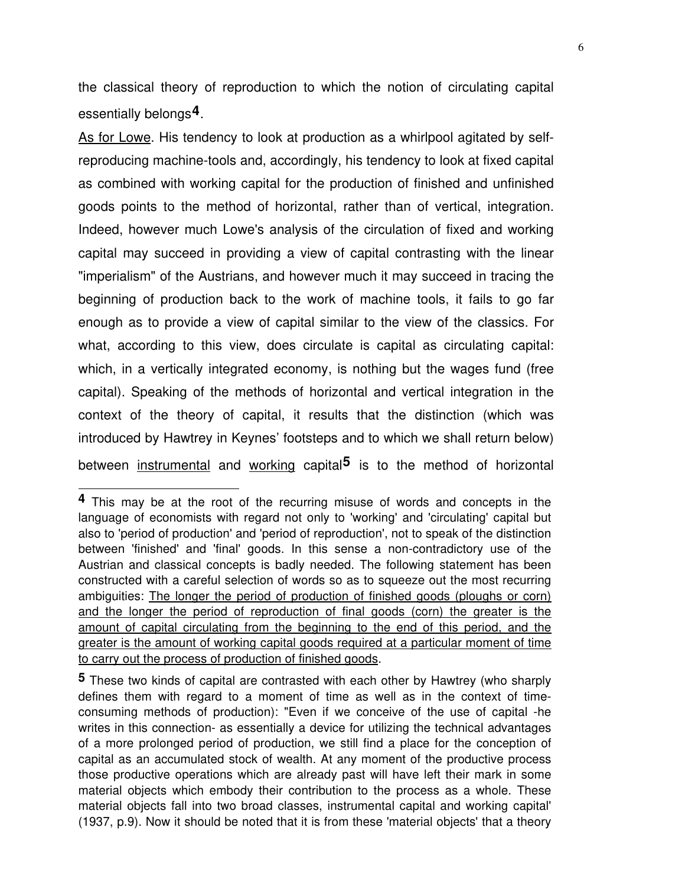the classical theory of reproduction to which the notion of circulating capital essentially belongs[4].

<u>As for Lowe</u>. His tendency to look at production as a whirlpool agitated by self-reproducing machine-tools and, accordingly, his tendency to look at fixed capital as combined with working capital for the production of finished and unfinished goods points to the method of horizontal, rather than of vertical, integration. Indeed, however much Lowe's analysis of the circulation of fixed and working capital may succeed in providing a view of capital contrasting with the linear "imperialism" of the Austrians, and however much it may succeed in tracing the beginning of production back to the work of machine tools, it fails to go far enough as to provide a view of capital similar to the view of the classics. For what, according to this view, does circulate is capital as circulating capital: which, in a vertically integrated economy, is nothing but the wages fund (free capital). Speaking of the methods of horizontal and vertical integration in the context of the theory of capital, it results that the distinction (which was introduced by Hawtrey in Keynes' footsteps and to which we shall return below) between <u>instrumental</u> and <u>working</u> capital[5] is to the method of horizontal

---

[4] This may be at the root of the recurring misuse of words and concepts in the language of economists with regard not only to 'working' and 'circulating' capital but also to 'period of production' and 'period of reproduction', not to speak of the distinction between 'finished' and 'final' goods. In this sense a non-contradictory use of the Austrian and classical concepts is badly needed. The following statement has been constructed with a careful selection of words so as to squeeze out the most recurring ambiguities: <u>The longer the period of production of finished goods (ploughs or corn) and the longer the period of reproduction of final goods (corn) the greater is the amount of capital circulating from the beginning to the end of this period, and the greater is the amount of working capital goods required at a particular moment of time to carry out the process of production of finished goods</u>.

[5] These two kinds of capital are contrasted with each other by Hawtrey (who sharply defines them with regard to a moment of time as well as in the context of time-consuming methods of production): "Even if we conceive of the use of capital -he writes in this connection- as essentially a device for utilizing the technical advantages of a more prolonged period of production, we still find a place for the conception of capital as an accumulated stock of wealth. At any moment of the productive process those productive operations which are already past will have left their mark in some material objects which embody their contribution to the process as a whole. These material objects fall into two broad classes, instrumental capital and working capital' (1937, p.9). Now it should be noted that it is from these 'material objects' that a theory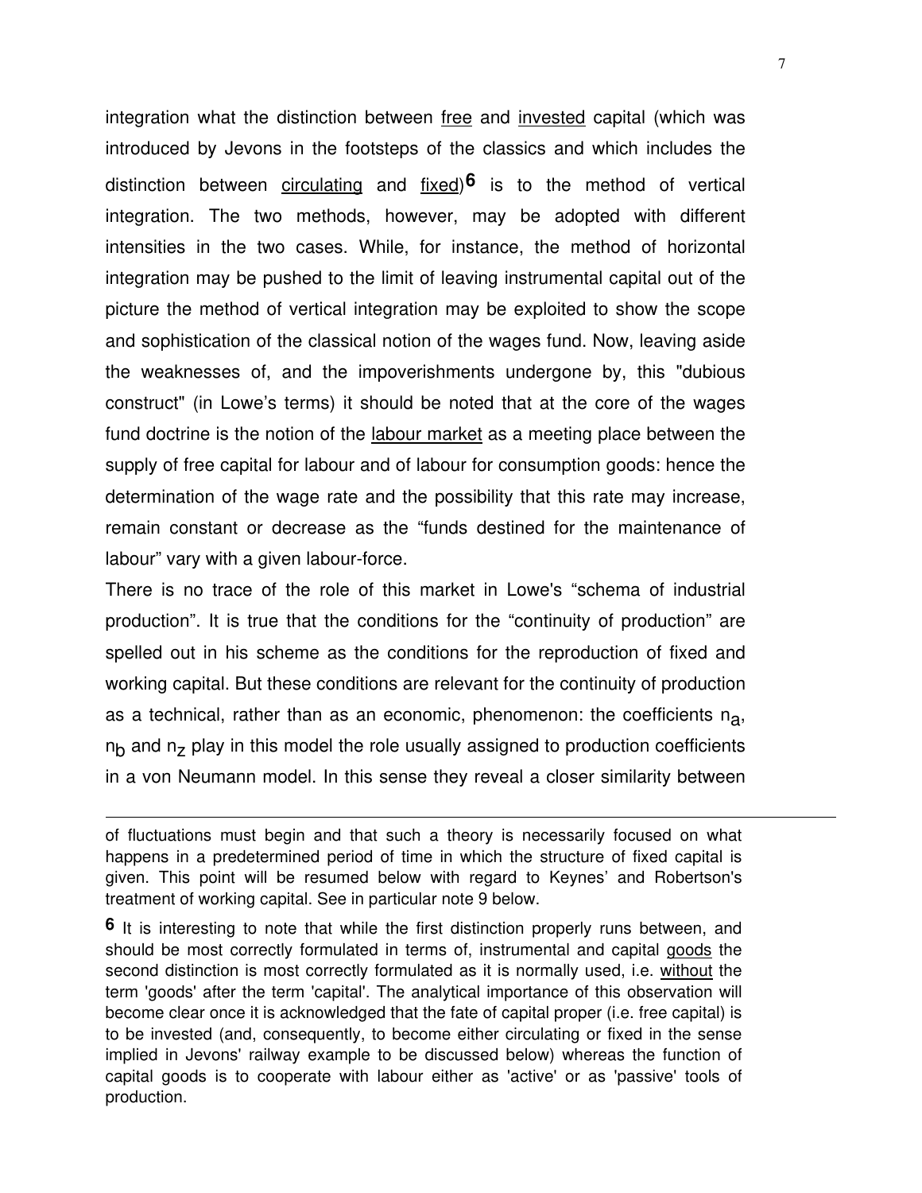integration what the distinction between <u>free</u> and <u>invested</u> capital (which was introduced by Jevons in the footsteps of the classics and which includes the distinction between <u>circulating</u> and <u>fixed</u>)[6] is to the method of vertical integration. The two methods, however, may be adopted with different intensities in the two cases. While, for instance, the method of horizontal integration may be pushed to the limit of leaving instrumental capital out of the picture the method of vertical integration may be exploited to show the scope and sophistication of the classical notion of the wages fund. Now, leaving aside the weaknesses of, and the impoverishments undergone by, this "dubious construct" (in Lowe's terms) it should be noted that at the core of the wages fund doctrine is the notion of the <u>labour market</u> as a meeting place between the supply of free capital for labour and of labour for consumption goods: hence the determination of the wage rate and the possibility that this rate may increase, remain constant or decrease as the "funds destined for the maintenance of labour" vary with a given labour-force.

There is no trace of the role of this market in Lowe's "schema of industrial production". It is true that the conditions for the "continuity of production" are spelled out in his scheme as the conditions for the reproduction of fixed and working capital. But these conditions are relevant for the continuity of production as a technical, rather than as an economic, phenomenon: the coefficients $n_a$, $n_b$ and $n_z$ play in this model the role usually assigned to production coefficients in a von Neumann model. In this sense they reveal a closer similarity between

---

of fluctuations must begin and that such a theory is necessarily focused on what happens in a predetermined period of time in which the structure of fixed capital is given. This point will be resumed below with regard to Keynes' and Robertson's treatment of working capital. See in particular note 9 below.

**6** It is interesting to note that while the first distinction properly runs between, and should be most correctly formulated in terms of, instrumental and capital <u>goods</u> the second distinction is most correctly formulated as it is normally used, i.e. <u>without</u> the term 'goods' after the term 'capital'. The analytical importance of this observation will become clear once it is acknowledged that the fate of capital proper (i.e. free capital) is to be invested (and, consequently, to become either circulating or fixed in the sense implied in Jevons' railway example to be discussed below) whereas the function of capital goods is to cooperate with labour either as 'active' or as 'passive' tools of production.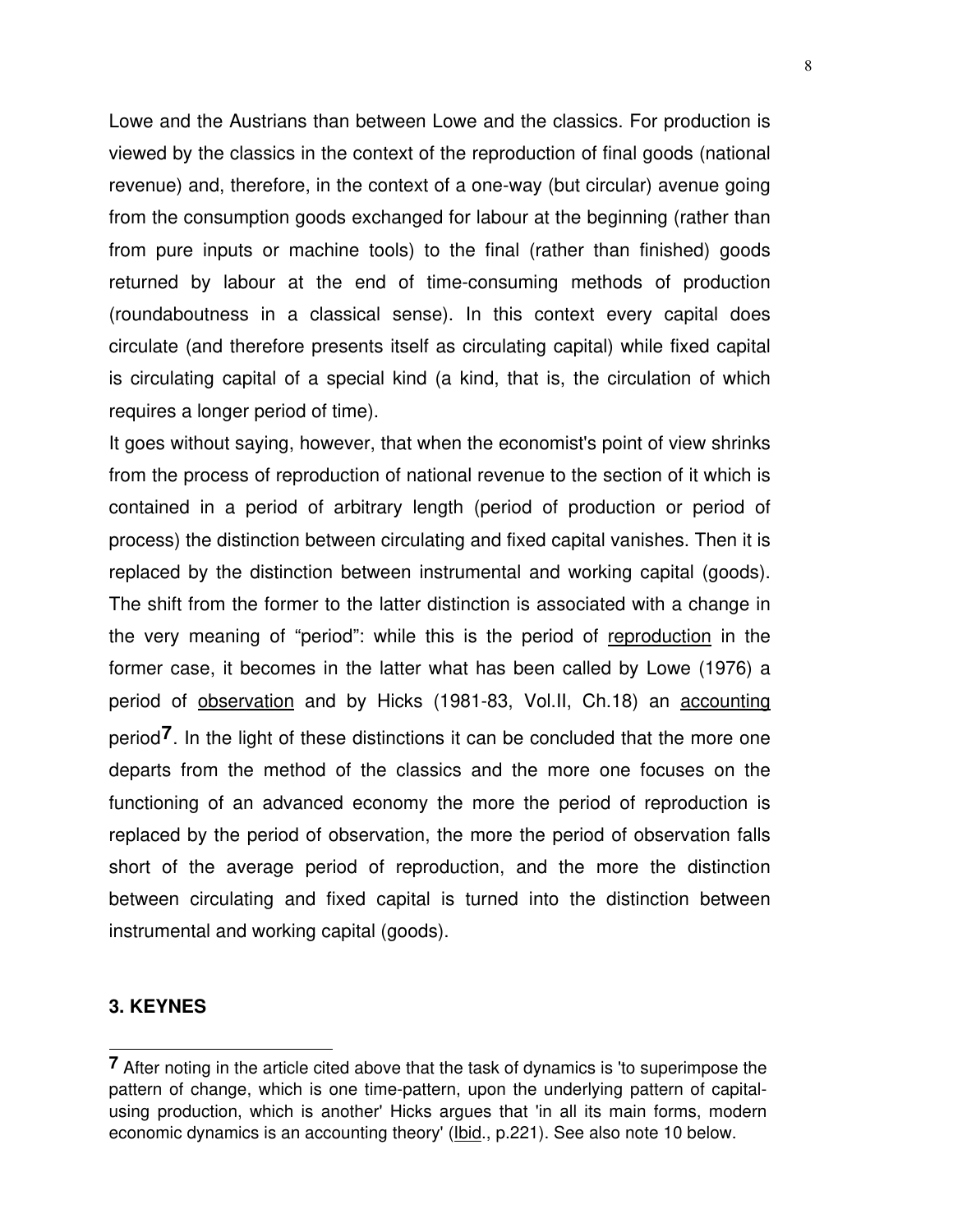Lowe and the Austrians than between Lowe and the classics. For production is viewed by the classics in the context of the reproduction of final goods (national revenue) and, therefore, in the context of a one-way (but circular) avenue going from the consumption goods exchanged for labour at the beginning (rather than from pure inputs or machine tools) to the final (rather than finished) goods returned by labour at the end of time-consuming methods of production (roundaboutness in a classical sense). In this context every capital does circulate (and therefore presents itself as circulating capital) while fixed capital is circulating capital of a special kind (a kind, that is, the circulation of which requires a longer period of time).

It goes without saying, however, that when the economist's point of view shrinks from the process of reproduction of national revenue to the section of it which is contained in a period of arbitrary length (period of production or period of process) the distinction between circulating and fixed capital vanishes. Then it is replaced by the distinction between instrumental and working capital (goods). The shift from the former to the latter distinction is associated with a change in the very meaning of "period": while this is the period of reproduction in the former case, it becomes in the latter what has been called by Lowe (1976) a period of observation and by Hicks (1981-83, Vol.II, Ch.18) an accounting period[7]. In the light of these distinctions it can be concluded that the more one departs from the method of the classics and the more one focuses on the functioning of an advanced economy the more the period of reproduction is replaced by the period of observation, the more the period of observation falls short of the average period of reproduction, and the more the distinction between circulating and fixed capital is turned into the distinction between instrumental and working capital (goods).

## 3. KEYNES

[7] After noting in the article cited above that the task of dynamics is 'to superimpose the pattern of change, which is one time-pattern, upon the underlying pattern of capital-using production, which is another' Hicks argues that 'in all its main forms, modern economic dynamics is an accounting theory' (Ibid., p.221). See also note 10 below.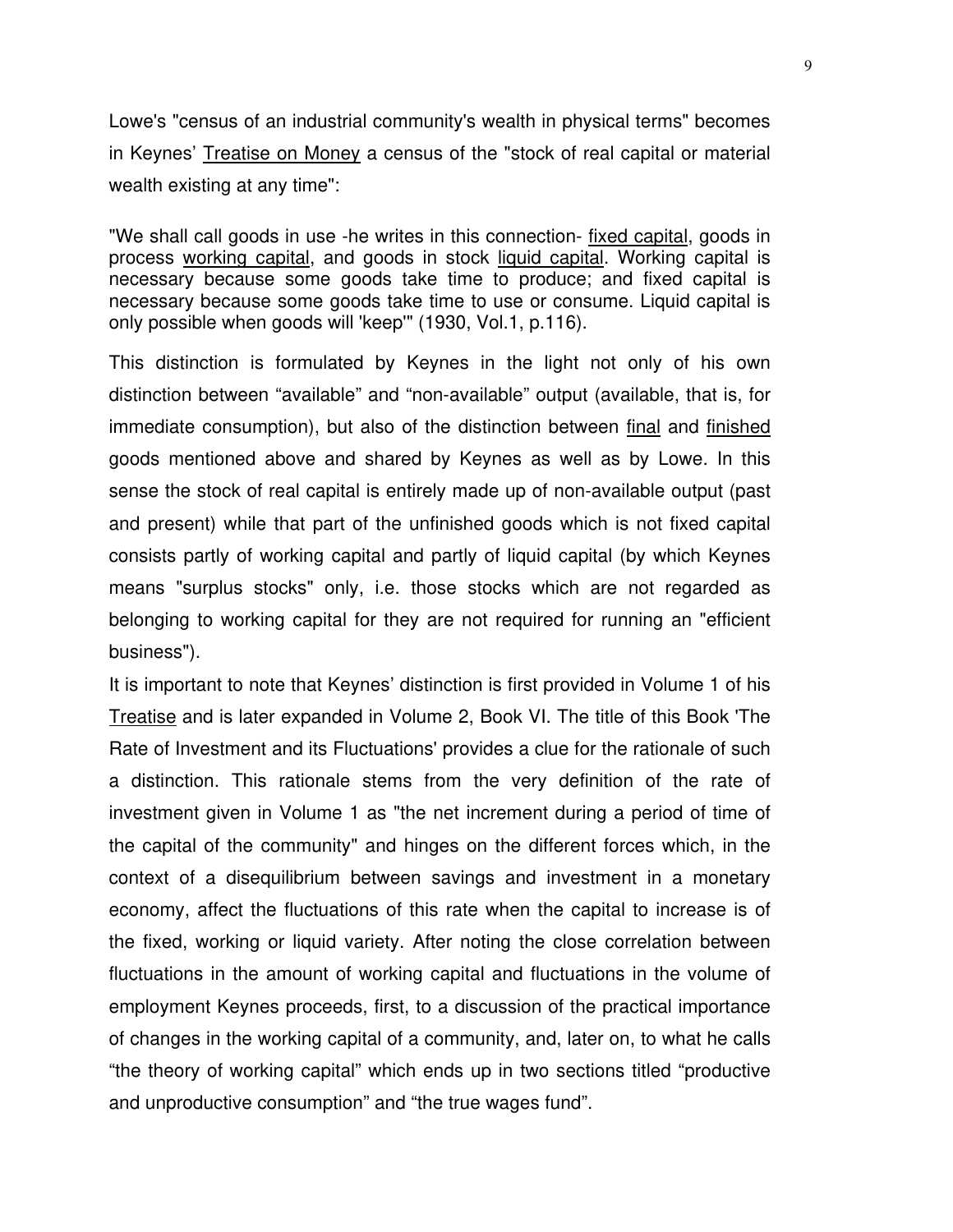Lowe's "census of an industrial community's wealth in physical terms" becomes in Keynes' <u>Treatise on Money</u> a census of the "stock of real capital or material wealth existing at any time":

> "We shall call goods in use -he writes in this connection- <u>fixed capital</u>, goods in process <u>working capital</u>, and goods in stock <u>liquid capital</u>. Working capital is necessary because some goods take time to produce; and fixed capital is necessary because some goods take time to use or consume. Liquid capital is only possible when goods will 'keep'" (1930, Vol.1, p.116).

This distinction is formulated by Keynes in the light not only of his own distinction between "available" and "non-available" output (available, that is, for immediate consumption), but also of the distinction between <u>final</u> and <u>finished</u> goods mentioned above and shared by Keynes as well as by Lowe. In this sense the stock of real capital is entirely made up of non-available output (past and present) while that part of the unfinished goods which is not fixed capital consists partly of working capital and partly of liquid capital (by which Keynes means "surplus stocks" only, i.e. those stocks which are not regarded as belonging to working capital for they are not required for running an "efficient business").

It is important to note that Keynes' distinction is first provided in Volume 1 of his <u>Treatise</u> and is later expanded in Volume 2, Book VI. The title of this Book 'The Rate of Investment and its Fluctuations' provides a clue for the rationale of such a distinction. This rationale stems from the very definition of the rate of investment given in Volume 1 as "the net increment during a period of time of the capital of the community" and hinges on the different forces which, in the context of a disequilibrium between savings and investment in a monetary economy, affect the fluctuations of this rate when the capital to increase is of the fixed, working or liquid variety. After noting the close correlation between fluctuations in the amount of working capital and fluctuations in the volume of employment Keynes proceeds, first, to a discussion of the practical importance of changes in the working capital of a community, and, later on, to what he calls "the theory of working capital" which ends up in two sections titled "productive and unproductive consumption" and "the true wages fund".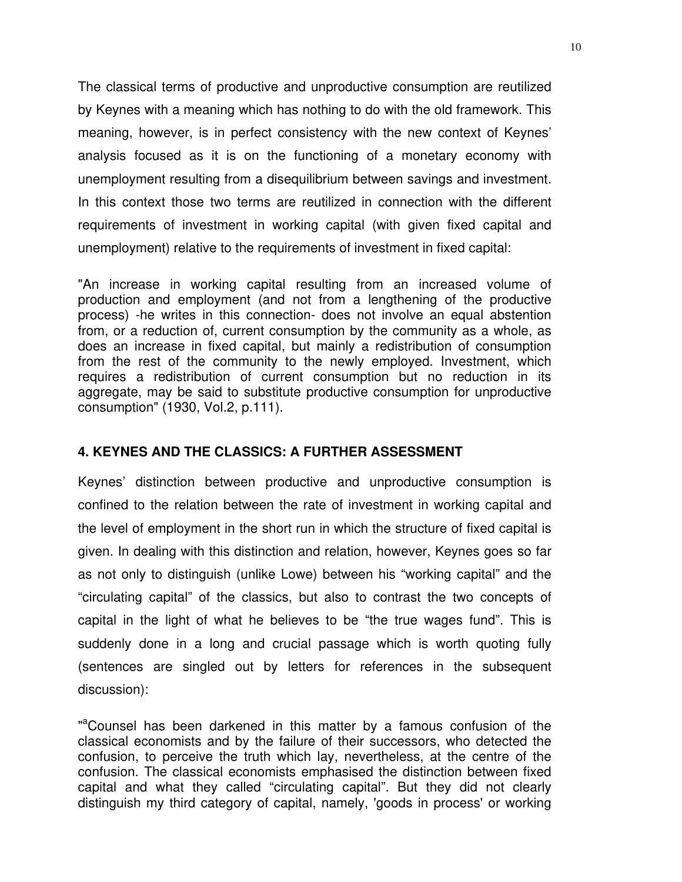The classical terms of productive and unproductive consumption are reutilized by Keynes with a meaning which has nothing to do with the old framework. This meaning, however, is in perfect consistency with the new context of Keynes' analysis focused as it is on the functioning of a monetary economy with unemployment resulting from a disequilibrium between savings and investment. In this context those two terms are reutilized in connection with the different requirements of investment in working capital (with given fixed capital and unemployment) relative to the requirements of investment in fixed capital:

"An increase in working capital resulting from an increased volume of production and employment (and not from a lengthening of the productive process) -he writes in this connection- does not involve an equal abstention from, or a reduction of, current consumption by the community as a whole, as does an increase in fixed capital, but mainly a redistribution of consumption from the rest of the community to the newly employed. Investment, which requires a redistribution of current consumption but no reduction in its aggregate, may be said to substitute productive consumption for unproductive consumption" (1930, Vol.2, p.111).

## 4. KEYNES AND THE CLASSICS: A FURTHER ASSESSMENT

Keynes' distinction between productive and unproductive consumption is confined to the relation between the rate of investment in working capital and the level of employment in the short run in which the structure of fixed capital is given. In dealing with this distinction and relation, however, Keynes goes so far as not only to distinguish (unlike Lowe) between his "working capital" and the "circulating capital" of the classics, but also to contrast the two concepts of capital in the light of what he believes to be "the true wages fund". This is suddenly done in a long and crucial passage which is worth quoting fully (sentences are singled out by letters for references in the subsequent discussion):

"[a]Counsel has been darkened in this matter by a famous confusion of the classical economists and by the failure of their successors, who detected the confusion, to perceive the truth which lay, nevertheless, at the centre of the confusion. The classical economists emphasised the distinction between fixed capital and what they called "circulating capital". But they did not clearly distinguish my third category of capital, namely, 'goods in process' or working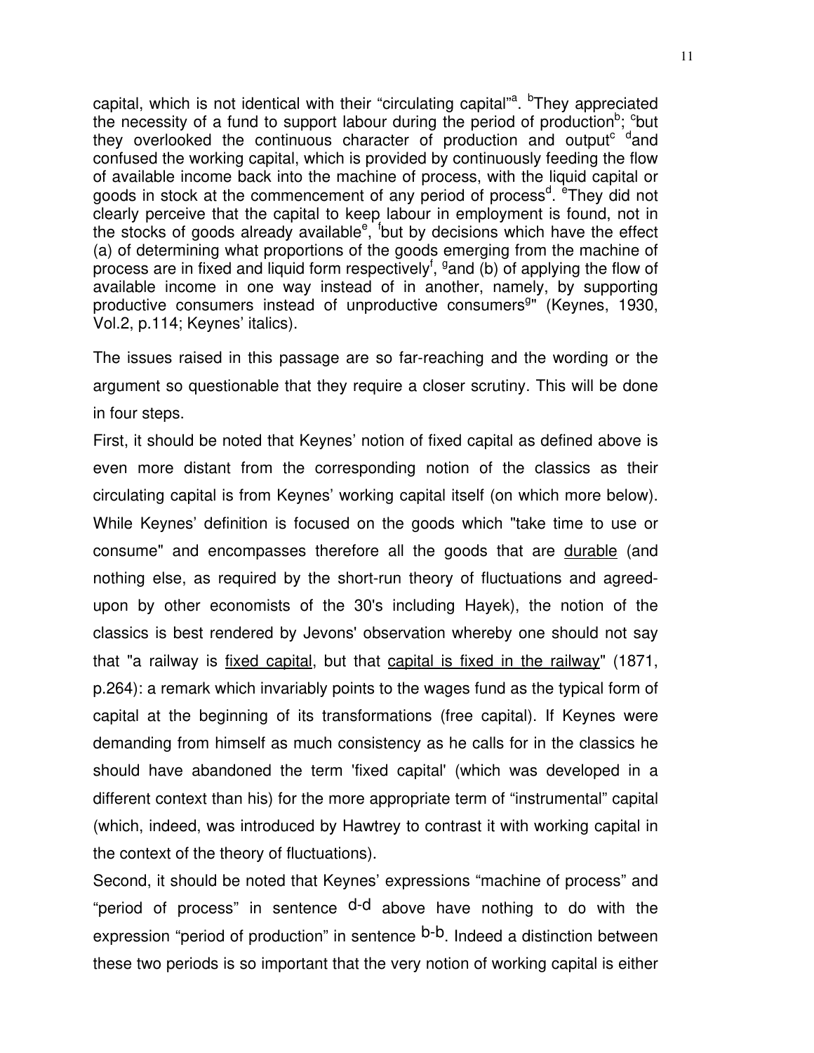capital, which is not identical with their "circulating capital"[a]. [b]They appreciated the necessity of a fund to support labour during the period of production[b]; [c]but they overlooked the continuous character of production and output[c] [d]and confused the working capital, which is provided by continuously feeding the flow of available income back into the machine of process, with the liquid capital or goods in stock at the commencement of any period of process[d]. [e]They did not clearly perceive that the capital to keep labour in employment is found, not in the stocks of goods already available[e], [f]but by decisions which have the effect (a) of determining what proportions of the goods emerging from the machine of process are in fixed and liquid form respectively[f], [g]and (b) of applying the flow of available income in one way instead of in another, namely, by supporting productive consumers instead of unproductive consumers[g]" (Keynes, 1930, Vol.2, p.114; Keynes' italics).

The issues raised in this passage are so far-reaching and the wording or the argument so questionable that they require a closer scrutiny. This will be done in four steps.

First, it should be noted that Keynes' notion of fixed capital as defined above is even more distant from the corresponding notion of the classics as their circulating capital is from Keynes' working capital itself (on which more below). While Keynes' definition is focused on the goods which "take time to use or consume" and encompasses therefore all the goods that are durable (and nothing else, as required by the short-run theory of fluctuations and agreed-upon by other economists of the 30's including Hayek), the notion of the classics is best rendered by Jevons' observation whereby one should not say that "a railway is fixed capital, but that capital is fixed in the railway" (1871, p.264): a remark which invariably points to the wages fund as the typical form of capital at the beginning of its transformations (free capital). If Keynes were demanding from himself as much consistency as he calls for in the classics he should have abandoned the term 'fixed capital' (which was developed in a different context than his) for the more appropriate term of "instrumental" capital (which, indeed, was introduced by Hawtrey to contrast it with working capital in the context of the theory of fluctuations).

Second, it should be noted that Keynes' expressions "machine of process" and "period of process" in sentence d-d above have nothing to do with the expression "period of production" in sentence b-b. Indeed a distinction between these two periods is so important that the very notion of working capital is either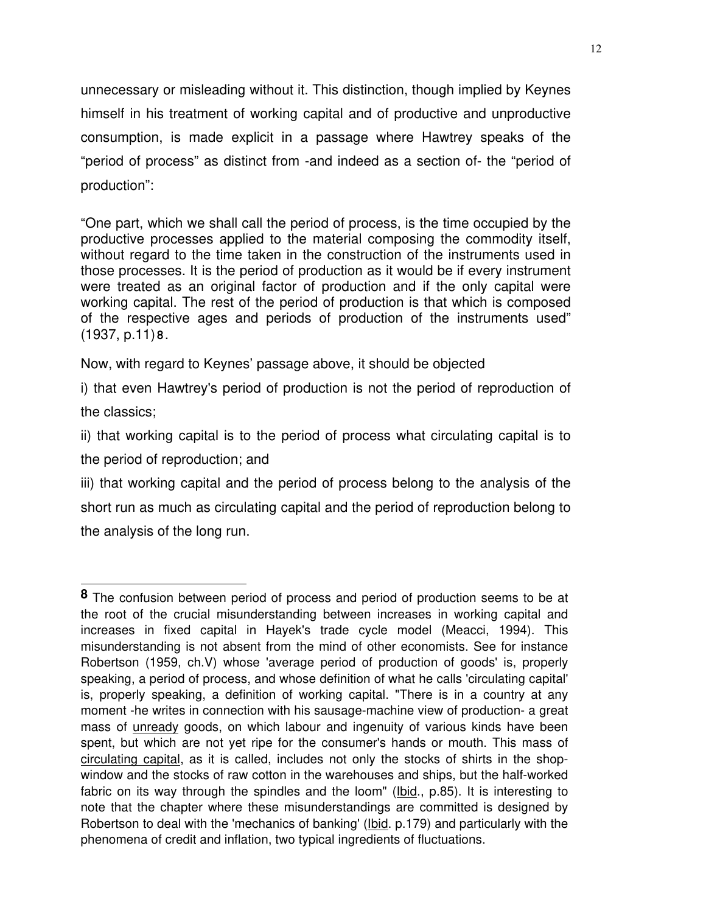unnecessary or misleading without it. This distinction, though implied by Keynes himself in his treatment of working capital and of productive and unproductive consumption, is made explicit in a passage where Hawtrey speaks of the "period of process" as distinct from -and indeed as a section of- the "period of production":

"One part, which we shall call the period of process, is the time occupied by the productive processes applied to the material composing the commodity itself, without regard to the time taken in the construction of the instruments used in those processes. It is the period of production as it would be if every instrument were treated as an original factor of production and if the only capital were working capital. The rest of the period of production is that which is composed of the respective ages and periods of production of the instruments used" (1937, p.11)[8].

Now, with regard to Keynes' passage above, it should be objected

i) that even Hawtrey's period of production is not the period of reproduction of the classics;

ii) that working capital is to the period of process what circulating capital is to the period of reproduction; and

iii) that working capital and the period of process belong to the analysis of the short run as much as circulating capital and the period of reproduction belong to the analysis of the long run.

---

[8] The confusion between period of process and period of production seems to be at the root of the crucial misunderstanding between increases in working capital and increases in fixed capital in Hayek's trade cycle model (Meacci, 1994). This misunderstanding is not absent from the mind of other economists. See for instance Robertson (1959, ch.V) whose 'average period of production of goods' is, properly speaking, a period of process, and whose definition of what he calls 'circulating capital' is, properly speaking, a definition of working capital. "There is in a country at any moment -he writes in connection with his sausage-machine view of production- a great mass of <u>unready</u> goods, on which labour and ingenuity of various kinds have been spent, but which are not yet ripe for the consumer's hands or mouth. This mass of <u>circulating capital</u>, as it is called, includes not only the stocks of shirts in the shop-window and the stocks of raw cotton in the warehouses and ships, but the half-worked fabric on its way through the spindles and the loom" (<u>Ibid</u>., p.85). It is interesting to note that the chapter where these misunderstandings are committed is designed by Robertson to deal with the 'mechanics of banking' (<u>Ibid</u>. p.179) and particularly with the phenomena of credit and inflation, two typical ingredients of fluctuations.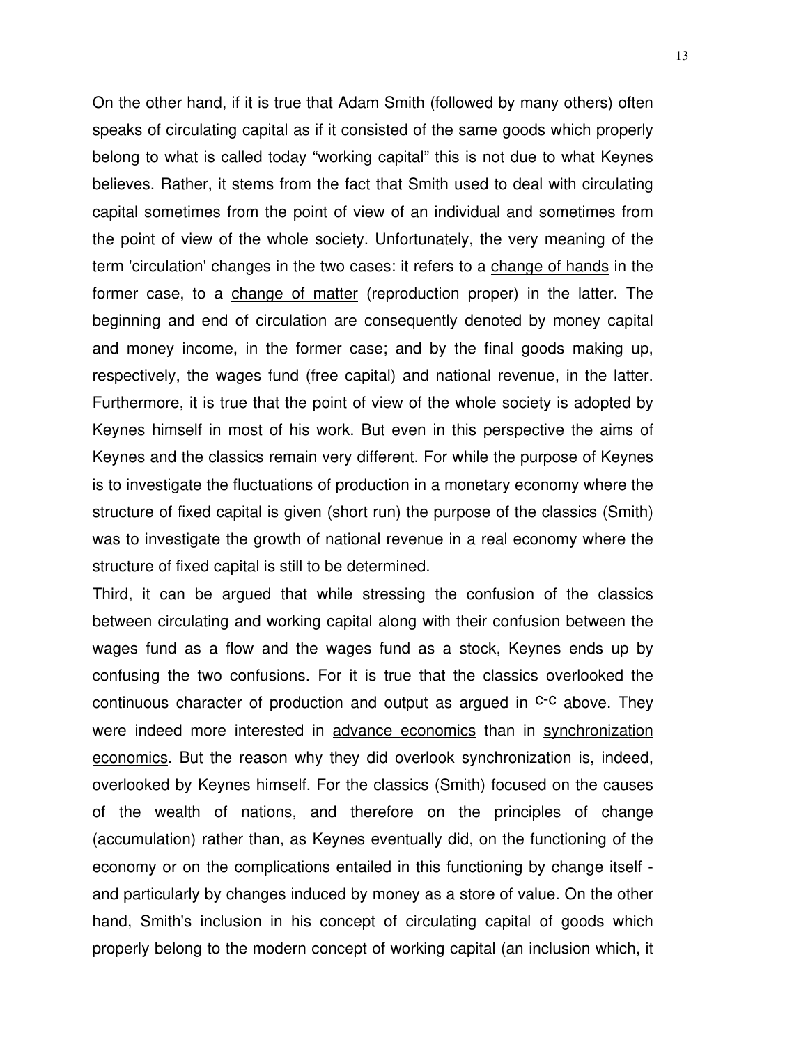On the other hand, if it is true that Adam Smith (followed by many others) often speaks of circulating capital as if it consisted of the same goods which properly belong to what is called today "working capital" this is not due to what Keynes believes. Rather, it stems from the fact that Smith used to deal with circulating capital sometimes from the point of view of an individual and sometimes from the point of view of the whole society. Unfortunately, the very meaning of the term 'circulation' changes in the two cases: it refers to a <u>change of hands</u> in the former case, to a <u>change of matter</u> (reproduction proper) in the latter. The beginning and end of circulation are consequently denoted by money capital and money income, in the former case; and by the final goods making up, respectively, the wages fund (free capital) and national revenue, in the latter. Furthermore, it is true that the point of view of the whole society is adopted by Keynes himself in most of his work. But even in this perspective the aims of Keynes and the classics remain very different. For while the purpose of Keynes is to investigate the fluctuations of production in a monetary economy where the structure of fixed capital is given (short run) the purpose of the classics (Smith) was to investigate the growth of national revenue in a real economy where the structure of fixed capital is still to be determined.

Third, it can be argued that while stressing the confusion of the classics between circulating and working capital along with their confusion between the wages fund as a flow and the wages fund as a stock, Keynes ends up by confusing the two confusions. For it is true that the classics overlooked the continuous character of production and output as argued in C-C above. They were indeed more interested in <u>advance economics</u> than in <u>synchronization economics</u>. But the reason why they did overlook synchronization is, indeed, overlooked by Keynes himself. For the classics (Smith) focused on the causes of the wealth of nations, and therefore on the principles of change (accumulation) rather than, as Keynes eventually did, on the functioning of the economy or on the complications entailed in this functioning by change itself - and particularly by changes induced by money as a store of value. On the other hand, Smith's inclusion in his concept of circulating capital of goods which properly belong to the modern concept of working capital (an inclusion which, it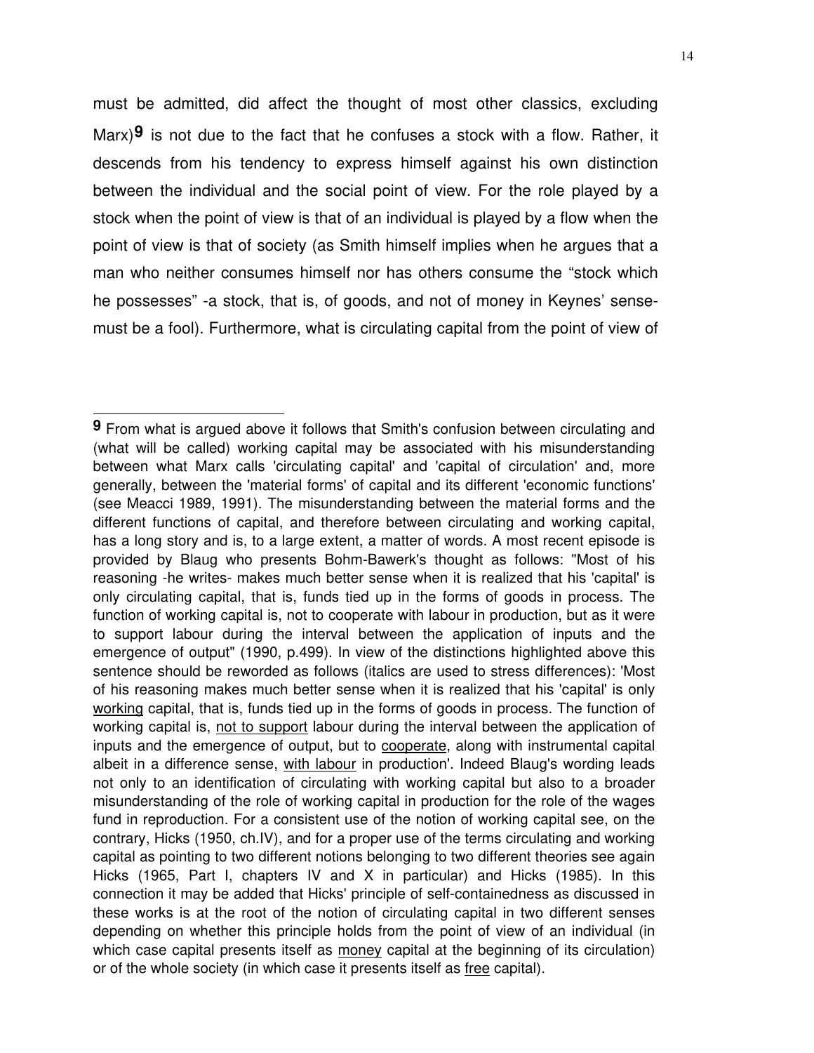must be admitted, did affect the thought of most other classics, excluding Marx)[9] is not due to the fact that he confuses a stock with a flow. Rather, it descends from his tendency to express himself against his own distinction between the individual and the social point of view. For the role played by a stock when the point of view is that of an individual is played by a flow when the point of view is that of society (as Smith himself implies when he argues that a man who neither consumes himself nor has others consume the "stock which he possesses" -a stock, that is, of goods, and not of money in Keynes' sense- must be a fool). Furthermore, what is circulating capital from the point of view of

---

[9] From what is argued above it follows that Smith's confusion between circulating and (what will be called) working capital may be associated with his misunderstanding between what Marx calls 'circulating capital' and 'capital of circulation' and, more generally, between the 'material forms' of capital and its different 'economic functions' (see Meacci 1989, 1991). The misunderstanding between the material forms and the different functions of capital, and therefore between circulating and working capital, has a long story and is, to a large extent, a matter of words. A most recent episode is provided by Blaug who presents Bohm-Bawerk's thought as follows: "Most of his reasoning -he writes- makes much better sense when it is realized that his 'capital' is only circulating capital, that is, funds tied up in the forms of goods in process. The function of working capital is, not to cooperate with labour in production, but as it were to support labour during the interval between the application of inputs and the emergence of output" (1990, p.499). In view of the distinctions highlighted above this sentence should be reworded as follows (italics are used to stress differences): 'Most of his reasoning makes much better sense when it is realized that his 'capital' is only <u>working</u> capital, that is, funds tied up in the forms of goods in process. The function of working capital is, <u>not to support</u> labour during the interval between the application of inputs and the emergence of output, but to <u>cooperate</u>, along with instrumental capital albeit in a difference sense, <u>with labour</u> in production'. Indeed Blaug's wording leads not only to an identification of circulating with working capital but also to a broader misunderstanding of the role of working capital in production for the role of the wages fund in reproduction. For a consistent use of the notion of working capital see, on the contrary, Hicks (1950, ch.IV), and for a proper use of the terms circulating and working capital as pointing to two different notions belonging to two different theories see again Hicks (1965, Part I, chapters IV and X in particular) and Hicks (1985). In this connection it may be added that Hicks' principle of self-containedness as discussed in these works is at the root of the notion of circulating capital in two different senses depending on whether this principle holds from the point of view of an individual (in which case capital presents itself as <u>money</u> capital at the beginning of its circulation) or of the whole society (in which case it presents itself as <u>free</u> capital).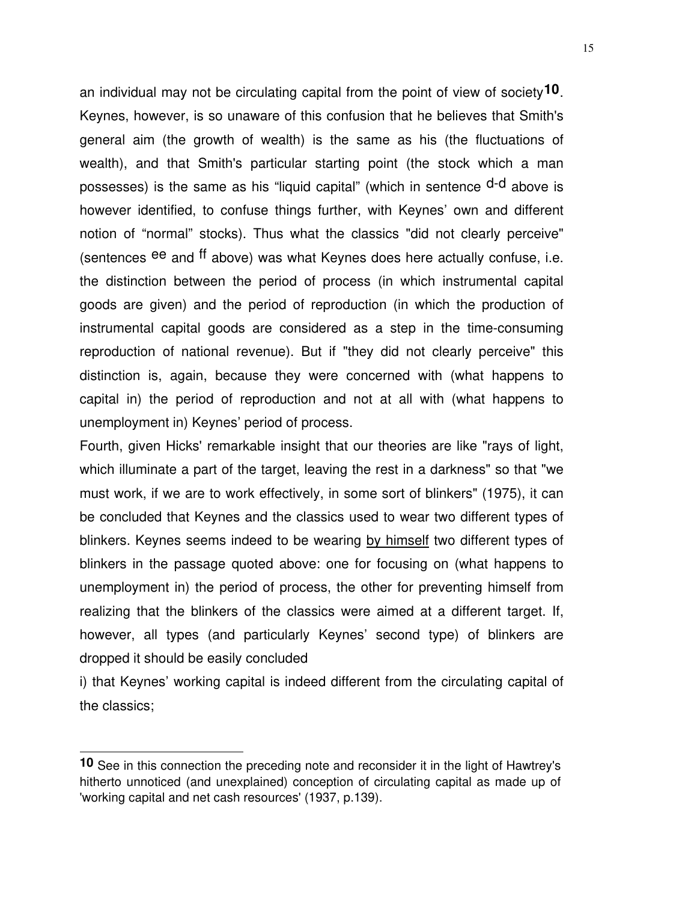an individual may not be circulating capital from the point of view of society[10]. Keynes, however, is so unaware of this confusion that he believes that Smith's general aim (the growth of wealth) is the same as his (the fluctuations of wealth), and that Smith's particular starting point (the stock which a man possesses) is the same as his “liquid capital” (which in sentence [d-d] above is however identified, to confuse things further, with Keynes’ own and different notion of “normal” stocks). Thus what the classics "did not clearly perceive" (sentences [ee] and [ff] above) was what Keynes does here actually confuse, i.e. the distinction between the period of process (in which instrumental capital goods are given) and the period of reproduction (in which the production of instrumental capital goods are considered as a step in the time-consuming reproduction of national revenue). But if "they did not clearly perceive" this distinction is, again, because they were concerned with (what happens to capital in) the period of reproduction and not at all with (what happens to unemployment in) Keynes’ period of process.

Fourth, given Hicks' remarkable insight that our theories are like "rays of light, which illuminate a part of the target, leaving the rest in a darkness" so that "we must work, if we are to work effectively, in some sort of blinkers" (1975), it can be concluded that Keynes and the classics used to wear two different types of blinkers. Keynes seems indeed to be wearing <u>by himself</u> two different types of blinkers in the passage quoted above: one for focusing on (what happens to unemployment in) the period of process, the other for preventing himself from realizing that the blinkers of the classics were aimed at a different target. If, however, all types (and particularly Keynes’ second type) of blinkers are dropped it should be easily concluded

i) that Keynes’ working capital is indeed different from the circulating capital of the classics;

---

**10** See in this connection the preceding note and reconsider it in the light of Hawtrey's hitherto unnoticed (and unexplained) conception of circulating capital as made up of 'working capital and net cash resources' (1937, p.139).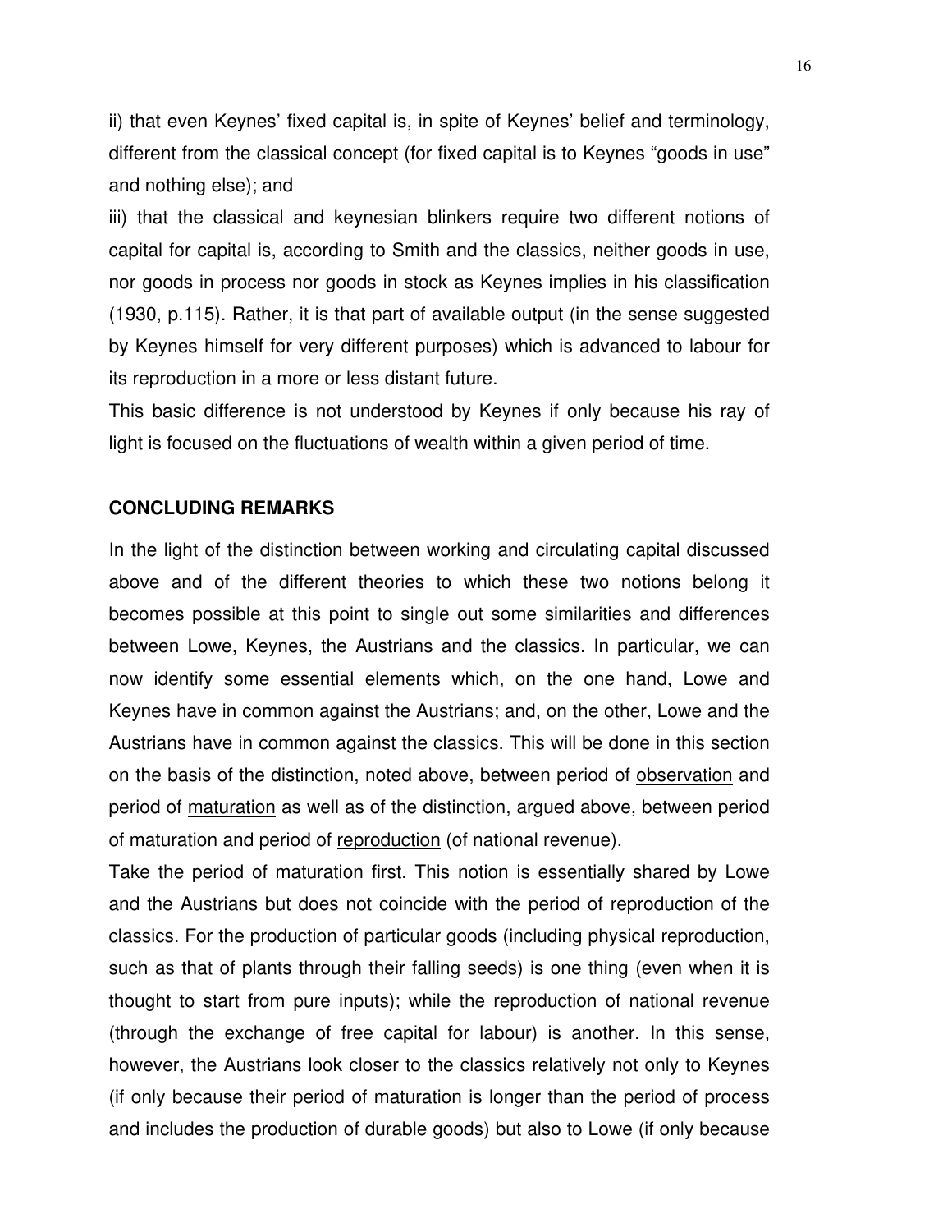ii) that even Keynes' fixed capital is, in spite of Keynes' belief and terminology, different from the classical concept (for fixed capital is to Keynes "goods in use" and nothing else); and

iii) that the classical and keynesian blinkers require two different notions of capital for capital is, according to Smith and the classics, neither goods in use, nor goods in process nor goods in stock as Keynes implies in his classification (1930, p.115). Rather, it is that part of available output (in the sense suggested by Keynes himself for very different purposes) which is advanced to labour for its reproduction in a more or less distant future.

This basic difference is not understood by Keynes if only because his ray of light is focused on the fluctuations of wealth within a given period of time.

## CONCLUDING REMARKS

In the light of the distinction between working and circulating capital discussed above and of the different theories to which these two notions belong it becomes possible at this point to single out some similarities and differences between Lowe, Keynes, the Austrians and the classics. In particular, we can now identify some essential elements which, on the one hand, Lowe and Keynes have in common against the Austrians; and, on the other, Lowe and the Austrians have in common against the classics. This will be done in this section on the basis of the distinction, noted above, between period of <u>observation</u> and period of <u>maturation</u> as well as of the distinction, argued above, between period of maturation and period of <u>reproduction</u> (of national revenue).

Take the period of maturation first. This notion is essentially shared by Lowe and the Austrians but does not coincide with the period of reproduction of the classics. For the production of particular goods (including physical reproduction, such as that of plants through their falling seeds) is one thing (even when it is thought to start from pure inputs); while the reproduction of national revenue (through the exchange of free capital for labour) is another. In this sense, however, the Austrians look closer to the classics relatively not only to Keynes (if only because their period of maturation is longer than the period of process and includes the production of durable goods) but also to Lowe (if only because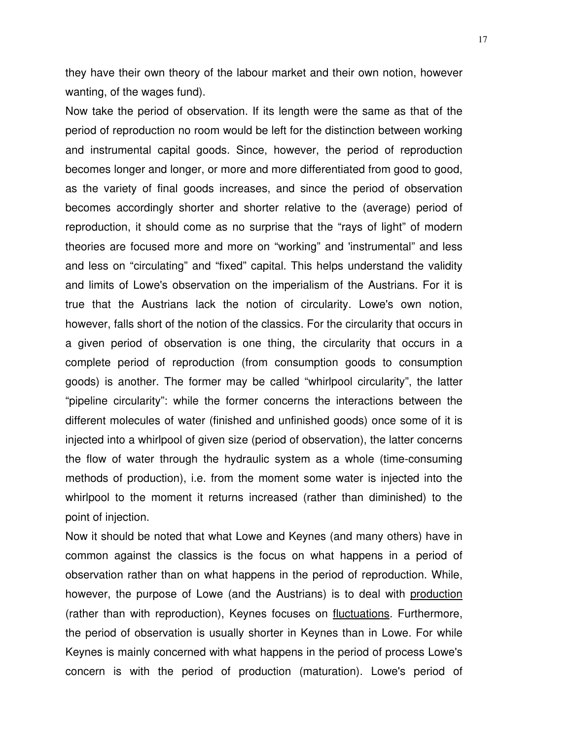they have their own theory of the labour market and their own notion, however wanting, of the wages fund).

Now take the period of observation. If its length were the same as that of the period of reproduction no room would be left for the distinction between working and instrumental capital goods. Since, however, the period of reproduction becomes longer and longer, or more and more differentiated from good to good, as the variety of final goods increases, and since the period of observation becomes accordingly shorter and shorter relative to the (average) period of reproduction, it should come as no surprise that the "rays of light" of modern theories are focused more and more on "working" and 'instrumental" and less and less on "circulating" and "fixed" capital. This helps understand the validity and limits of Lowe's observation on the imperialism of the Austrians. For it is true that the Austrians lack the notion of circularity. Lowe's own notion, however, falls short of the notion of the classics. For the circularity that occurs in a given period of observation is one thing, the circularity that occurs in a complete period of reproduction (from consumption goods to consumption goods) is another. The former may be called "whirlpool circularity", the latter "pipeline circularity": while the former concerns the interactions between the different molecules of water (finished and unfinished goods) once some of it is injected into a whirlpool of given size (period of observation), the latter concerns the flow of water through the hydraulic system as a whole (time-consuming methods of production), i.e. from the moment some water is injected into the whirlpool to the moment it returns increased (rather than diminished) to the point of injection.

Now it should be noted that what Lowe and Keynes (and many others) have in common against the classics is the focus on what happens in a period of observation rather than on what happens in the period of reproduction. While, however, the purpose of Lowe (and the Austrians) is to deal with <u>production</u> (rather than with reproduction), Keynes focuses on <u>fluctuations</u>. Furthermore, the period of observation is usually shorter in Keynes than in Lowe. For while Keynes is mainly concerned with what happens in the period of process Lowe's concern is with the period of production (maturation). Lowe's period of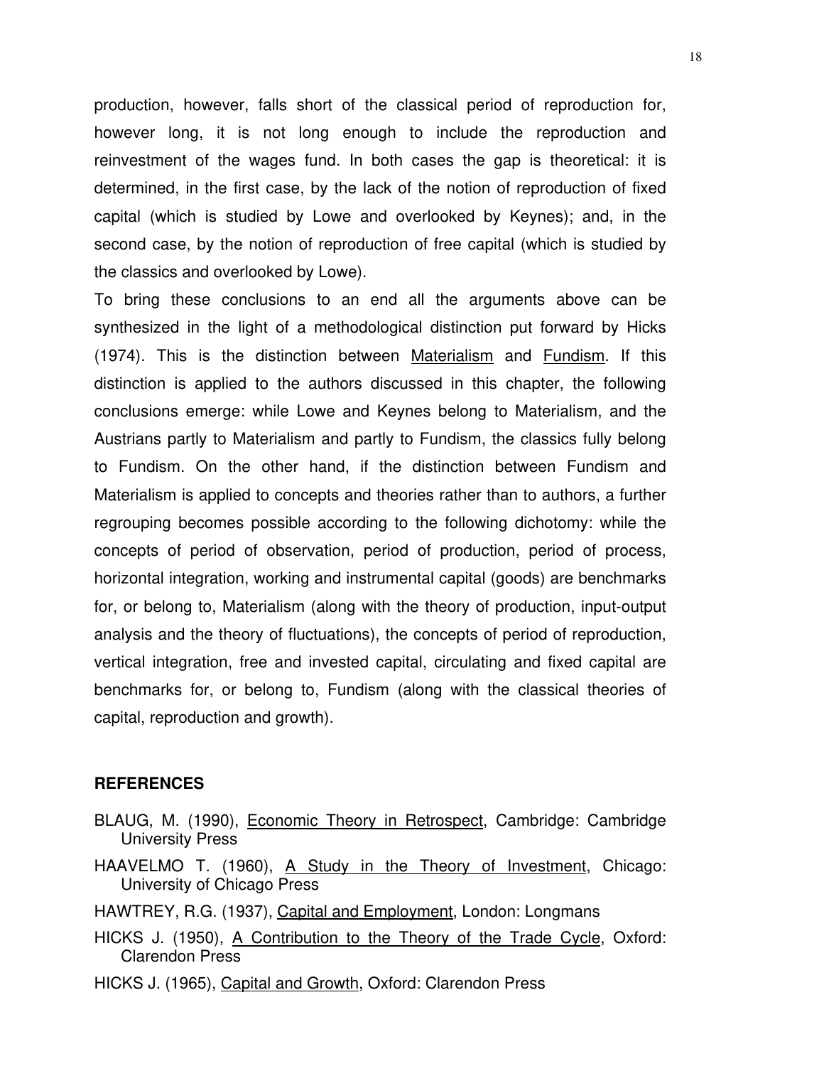production, however, falls short of the classical period of reproduction for, however long, it is not long enough to include the reproduction and reinvestment of the wages fund. In both cases the gap is theoretical: it is determined, in the first case, by the lack of the notion of reproduction of fixed capital (which is studied by Lowe and overlooked by Keynes); and, in the second case, by the notion of reproduction of free capital (which is studied by the classics and overlooked by Lowe).

To bring these conclusions to an end all the arguments above can be synthesized in the light of a methodological distinction put forward by Hicks (1974). This is the distinction between Materialism and Fundism. If this distinction is applied to the authors discussed in this chapter, the following conclusions emerge: while Lowe and Keynes belong to Materialism, and the Austrians partly to Materialism and partly to Fundism, the classics fully belong to Fundism. On the other hand, if the distinction between Fundism and Materialism is applied to concepts and theories rather than to authors, a further regrouping becomes possible according to the following dichotomy: while the concepts of period of observation, period of production, period of process, horizontal integration, working and instrumental capital (goods) are benchmarks for, or belong to, Materialism (along with the theory of production, input-output analysis and the theory of fluctuations), the concepts of period of reproduction, vertical integration, free and invested capital, circulating and fixed capital are benchmarks for, or belong to, Fundism (along with the classical theories of capital, reproduction and growth).

## REFERENCES

BLAUG, M. (1990), Economic Theory in Retrospect, Cambridge: Cambridge University Press

HAAVELMO T. (1960), A Study in the Theory of Investment, Chicago: University of Chicago Press

HAWTREY, R.G. (1937), Capital and Employment, London: Longmans

HICKS J. (1950), A Contribution to the Theory of the Trade Cycle, Oxford: Clarendon Press

HICKS J. (1965), Capital and Growth, Oxford: Clarendon Press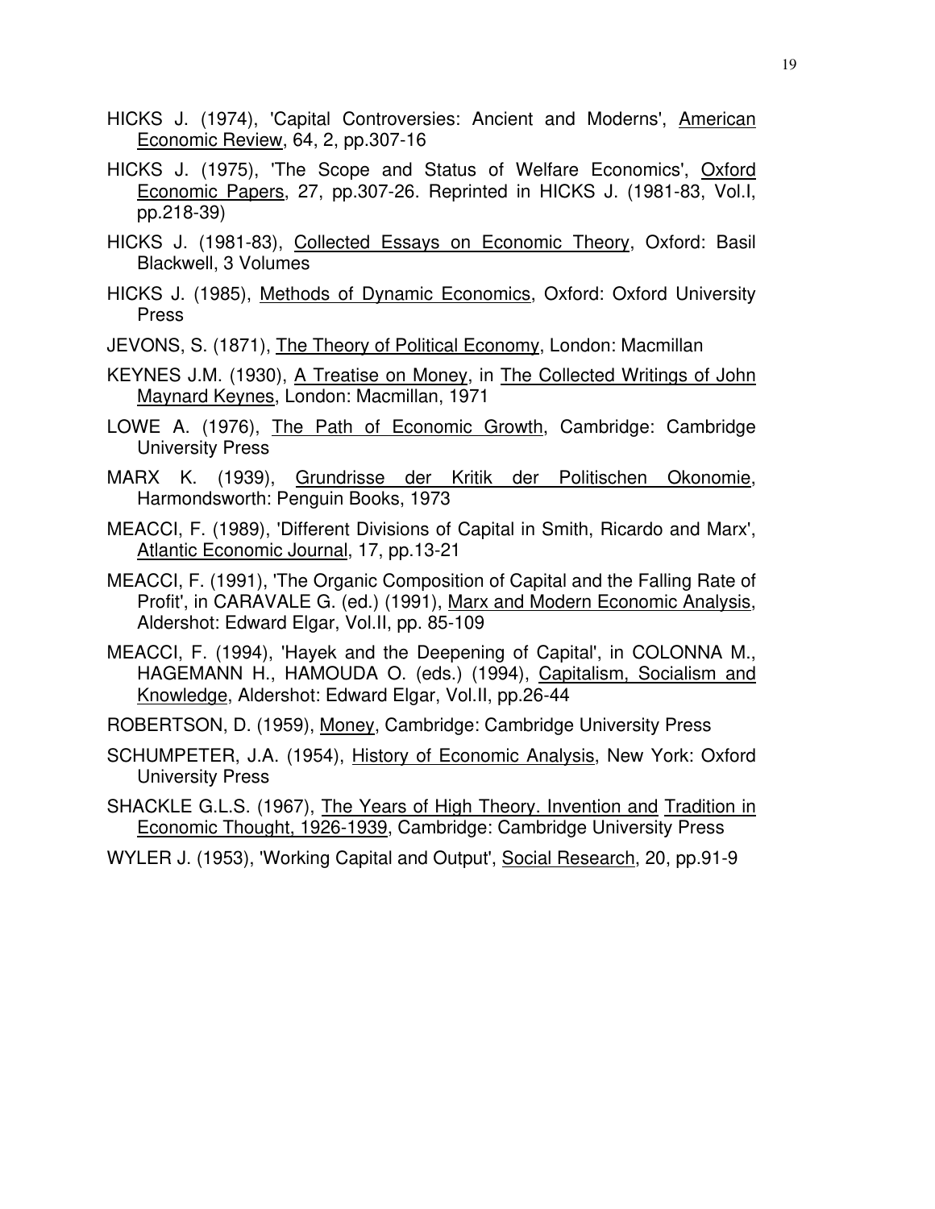HICKS J. (1974), 'Capital Controversies: Ancient and Moderns', American Economic Review, 64, 2, pp.307-16

HICKS J. (1975), 'The Scope and Status of Welfare Economics', Oxford Economic Papers, 27, pp.307-26. Reprinted in HICKS J. (1981-83, Vol.I, pp.218-39)

HICKS J. (1981-83), Collected Essays on Economic Theory, Oxford: Basil Blackwell, 3 Volumes

HICKS J. (1985), Methods of Dynamic Economics, Oxford: Oxford University Press

JEVONS, S. (1871), The Theory of Political Economy, London: Macmillan

KEYNES J.M. (1930), A Treatise on Money, in The Collected Writings of John Maynard Keynes, London: Macmillan, 1971

LOWE A. (1976), The Path of Economic Growth, Cambridge: Cambridge University Press

MARX K. (1939), Grundrisse der Kritik der Politischen Okonomie, Harmondsworth: Penguin Books, 1973

MEACCI, F. (1989), 'Different Divisions of Capital in Smith, Ricardo and Marx', Atlantic Economic Journal, 17, pp.13-21

MEACCI, F. (1991), 'The Organic Composition of Capital and the Falling Rate of Profit', in CARAVALE G. (ed.) (1991), Marx and Modern Economic Analysis, Aldershot: Edward Elgar, Vol.II, pp. 85-109

MEACCI, F. (1994), 'Hayek and the Deepening of Capital', in COLONNA M., HAGEMANN H., HAMOUDA O. (eds.) (1994), Capitalism, Socialism and Knowledge, Aldershot: Edward Elgar, Vol.II, pp.26-44

ROBERTSON, D. (1959), Money, Cambridge: Cambridge University Press

SCHUMPETER, J.A. (1954), History of Economic Analysis, New York: Oxford University Press

SHACKLE G.L.S. (1967), The Years of High Theory. Invention and Tradition in Economic Thought, 1926-1939, Cambridge: Cambridge University Press

WYLER J. (1953), 'Working Capital and Output', Social Research, 20, pp.91-9